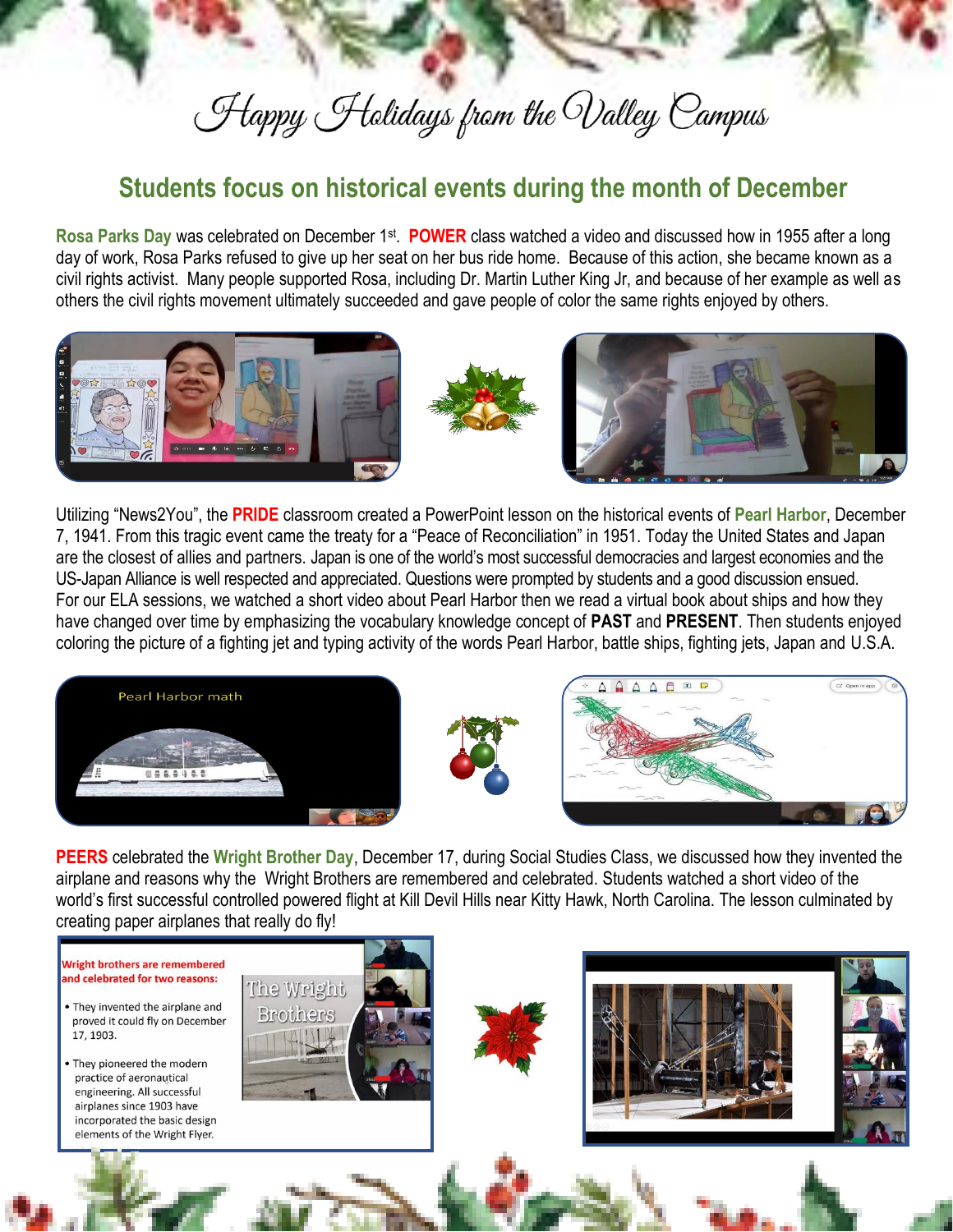# Happy Holidays from the Valley Campus

## Students focus on historical events during the month of December

**Rosa Parks Day** was celebrated on December 1st. **POWER** class watched a video and discussed how in 1955 after a long day of work, Rosa Parks refused to give up her seat on her bus ride home. Because of this action, she became known as a civil rights activist. Many people supported Rosa, including Dr. Martin Luther King Jr, and because of her example as well as others the civil rights movement ultimately succeeded and gave people of color the same rights enjoyed by others.

Utilizing "News2You", the **PRIDE** classroom created a PowerPoint lesson on the historical events of **Pearl Harbor**, December 7, 1941. From this tragic event came the treaty for a "Peace of Reconciliation" in 1951. Today the United States and Japan are the closest of allies and partners. Japan is one of the world's most successful democracies and largest economies and the US-Japan Alliance is well respected and appreciated. Questions were prompted by students and a good discussion ensued.
For our ELA sessions, we watched a short video about Pearl Harbor then we read a virtual book about ships and how they have changed over time by emphasizing the vocabulary knowledge concept of **PAST** and **PRESENT**. Then students enjoyed coloring the picture of a fighting jet and typing activity of the words Pearl Harbor, battle ships, fighting jets, Japan and U.S.A.

**PEERS** celebrated the **Wright Brother Day**, December 17, during Social Studies Class, we discussed how they invented the airplane and reasons why the Wright Brothers are remembered and celebrated. Students watched a short video of the world's first successful controlled powered flight at Kill Devil Hills near Kitty Hawk, North Carolina. The lesson culminated by creating paper airplanes that really do fly!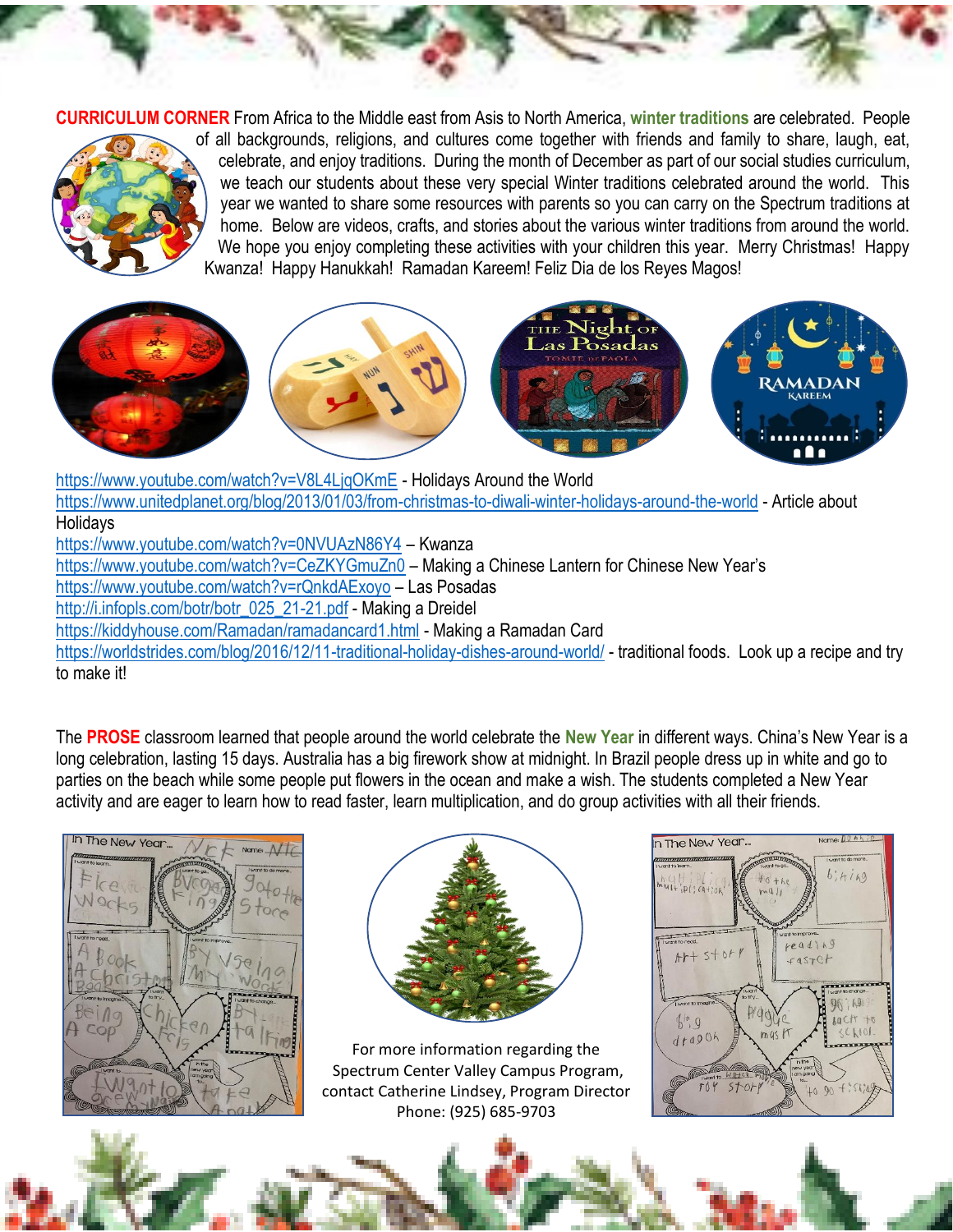**CURRICULUM CORNER** From Africa to the Middle east from Asis to North America, **winter traditions** are celebrated. People of all backgrounds, religions, and cultures come together with friends and family to share, laugh, eat, celebrate, and enjoy traditions. During the month of December as part of our social studies curriculum, we teach our students about these very special Winter traditions celebrated around the world. This year we wanted to share some resources with parents so you can carry on the Spectrum traditions at home. Below are videos, crafts, and stories about the various winter traditions from around the world. We hope you enjoy completing these activities with your children this year. Merry Christmas! Happy Kwanza! Happy Hanukkah! Ramadan Kareem! Feliz Dia de los Reyes Magos!

https://www.youtube.com/watch?v=V8L4LjqOKmE - Holidays Around the World
https://www.unitedplanet.org/blog/2013/01/03/from-christmas-to-diwali-winter-holidays-around-the-world - Article about Holidays
https://www.youtube.com/watch?v=0NVUAzN86Y4 – Kwanza
https://www.youtube.com/watch?v=CeZKYGmuZn0 – Making a Chinese Lantern for Chinese New Year's
https://www.youtube.com/watch?v=rQnkdAExoyo – Las Posadas
http://i.infopls.com/botr/botr_025_21-21.pdf - Making a Dreidel
https://kiddyhouse.com/Ramadan/ramadancard1.html - Making a Ramadan Card
https://worldstrides.com/blog/2016/12/11-traditional-holiday-dishes-around-world/ - traditional foods. Look up a recipe and try to make it!

The **PROSE** classroom learned that people around the world celebrate the **New Year** in different ways. China's New Year is a long celebration, lasting 15 days. Australia has a big firework show at midnight. In Brazil people dress up in white and go to parties on the beach while some people put flowers in the ocean and make a wish. The students completed a New Year activity and are eager to learn how to read faster, learn multiplication, and do group activities with all their friends.

For more information regarding the Spectrum Center Valley Campus Program, contact Catherine Lindsey, Program Director
Phone: (925) 685-9703